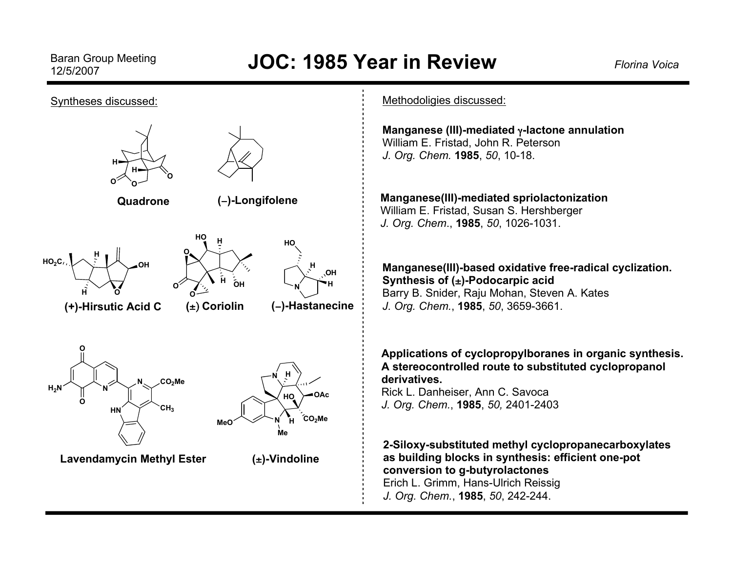Baran Group Meeting
12/5/2007

# JOC: 1985 Year in Review

*Florina Voica*

Syntheses discussed:

**Quadrone**

**(–)-Longifolene**

**(+)-Hirsutic Acid C**

**(±) Coriolin**

**(–)-Hastanecine**

**Lavendamycin Methyl Ester**

**(±)-Vindoline**

Methodoligies discussed:

**Manganese (III)-mediated γ-lactone annulation**
William E. Fristad, John R. Peterson
*J. Org. Chem.* **1985**, *50*, 10-18.

**Manganese(III)-mediated spriolactonization**
William E. Fristad, Susan S. Hershberger
*J. Org. Chem*., **1985**, *50*, 1026-1031.

**Manganese(III)-based oxidative free-radical cyclization. Synthesis of (±)-Podocarpic acid**
Barry B. Snider, Raju Mohan, Steven A. Kates
*J. Org. Chem.*, **1985**, *50*, 3659-3661.

**Applications of cyclopropylboranes in organic synthesis. A stereocontrolled route to substituted cyclopropanol derivatives.**
Rick L. Danheiser, Ann C. Savoca
*J. Org. Chem.*, **1985**, *50,* 2401-2403

**2-Siloxy-substituted methyl cyclopropanecarboxylates as building blocks in synthesis: efficient one-pot conversion to g-butyrolactones**
Erich L. Grimm, Hans-Ulrich Reissig
*J. Org. Chem.*, **1985**, *50*, 242-244.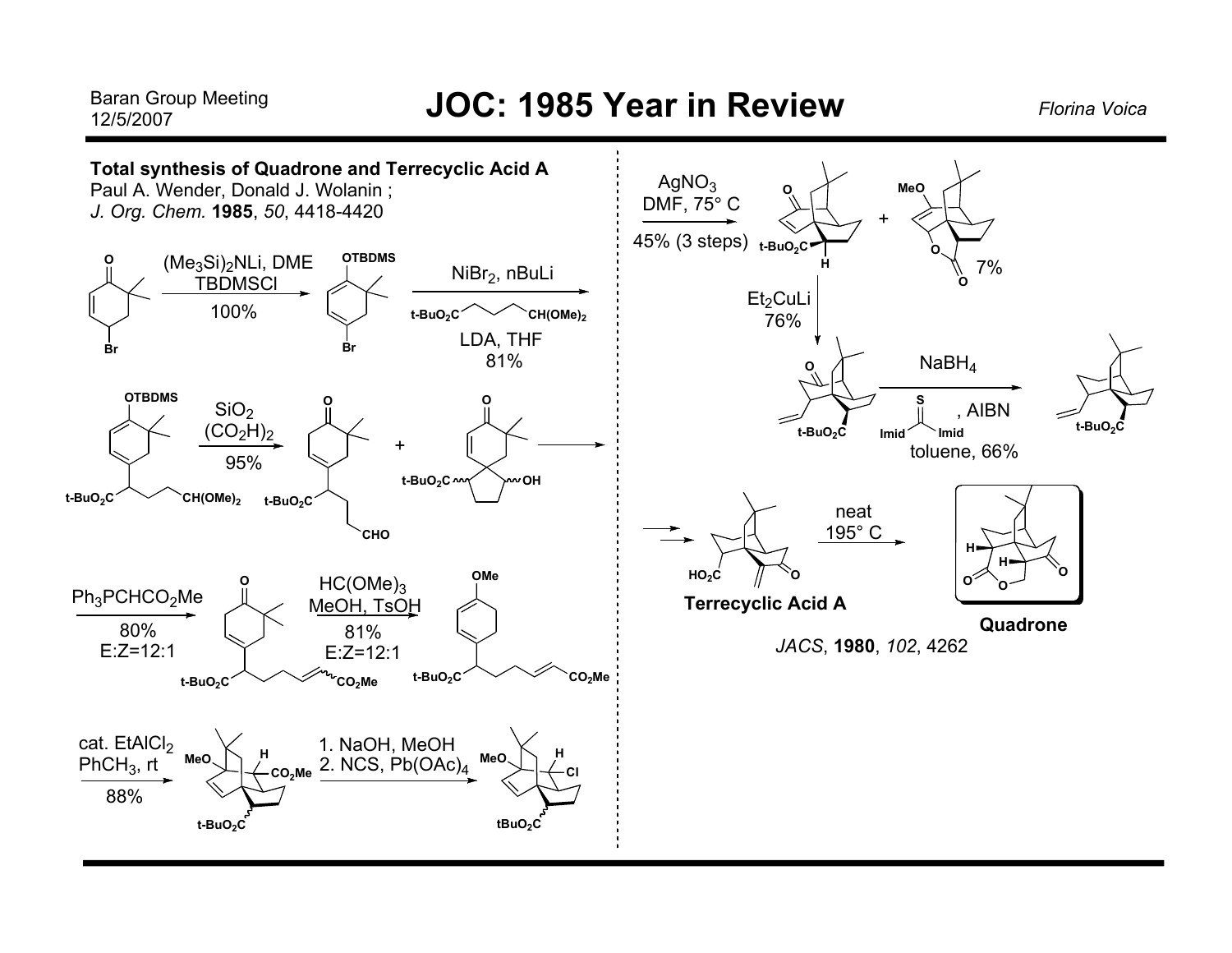**Total synthesis of Quadrone and Terrecyclic Acid A**

Paul A. Wender, Donald J. Wolanin ;
*J. Org. Chem.* **1985**, *50*, 4418-4420

$(Me_3Si)_2NLi$, DME
TBDMSCl
100%

OTBDMS

Br

$NiBr_2$, nBuLi

t-$BuO_2C$ — $CH(OMe)_2$

LDA, THF
81%

OTBDMS

t-$BuO_2C$ — $CH(OMe)_2$

$SiO_2$
$(CO_2H)_2$
95%

t-$BuO_2C$ — CHO

+

t-$BuO_2C$ — OH

$Ph_3PCHCO_2Me$
80%
E:Z=12:1

t-$BuO_2C$ — $CO_2Me$

$HC(OMe)_3$
MeOH, TsOH
81%
E:Z=12:1

OMe

t-$BuO_2C$ — $CO_2Me$

cat. $EtAlCl_2$
$PhCH_3$, rt
88%

MeO — H — $CO_2Me$

t-$BuO_2C$

1. NaOH, MeOH
2. NCS, $Pb(OAc)_4$

MeO — H — Cl

t$BuO_2C$

$AgNO_3$
DMF, 75° C
45% (3 steps)

t-$BuO_2C$ — H

+

MeO

7%

$Et_2CuLi$
76%

t-$BuO_2C$

$NaBH_4$

Imid — C(=S) — Imid, AIBN
toluene, 66%

t-$BuO_2C$

neat
195° C

$HO_2C$

**Terrecyclic Acid A**

**Quadrone**

*JACS*, **1980**, *102*, 4262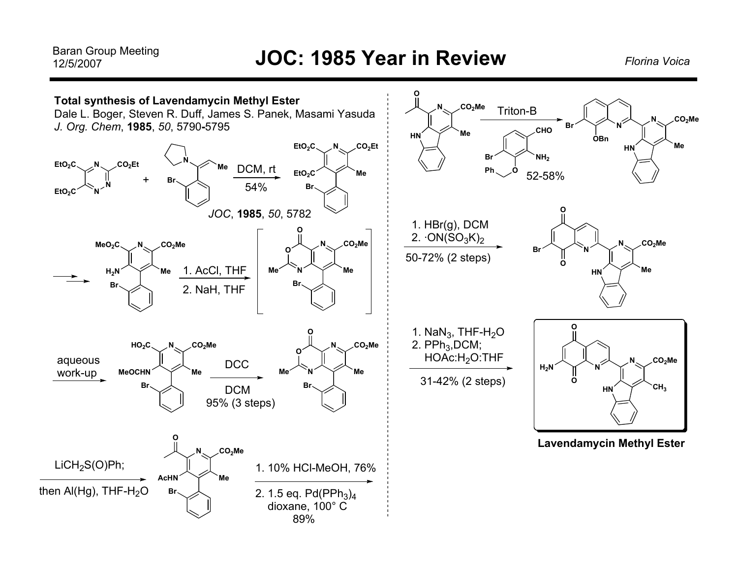# JOC: 1985 Year in Review

**Total synthesis of Lavendamycin Methyl Ester**

Dale L. Boger, Steven R. Duff, James S. Panek, Masami Yasuda

*J. Org. Chem*, **1985**, *50*, 5790-5795

DCM, rt

54%

*JOC*, **1985**, *50*, 5782

1. AcCl, THF
2. NaH, THF

aqueous work-up

DCC

DCM

95% (3 steps)

$LiCH_2S(O)Ph$;

then Al(Hg), $THF\text{-}H_2O$

1. 10% HCl-MeOH, 76%
2. 1.5 eq. $Pd(PPh_3)_4$ dioxane, 100° C 89%

Triton-B

52-58%

1. HBr(g), DCM
2. $\cdot ON(SO_3K)_2$

50-72% (2 steps)

1. $NaN_3$, $THF\text{-}H_2O$
2. $PPh_3$, DCM; $HOAc:H_2O:THF$

31-42% (2 steps)

**Lavendamycin Methyl Ester**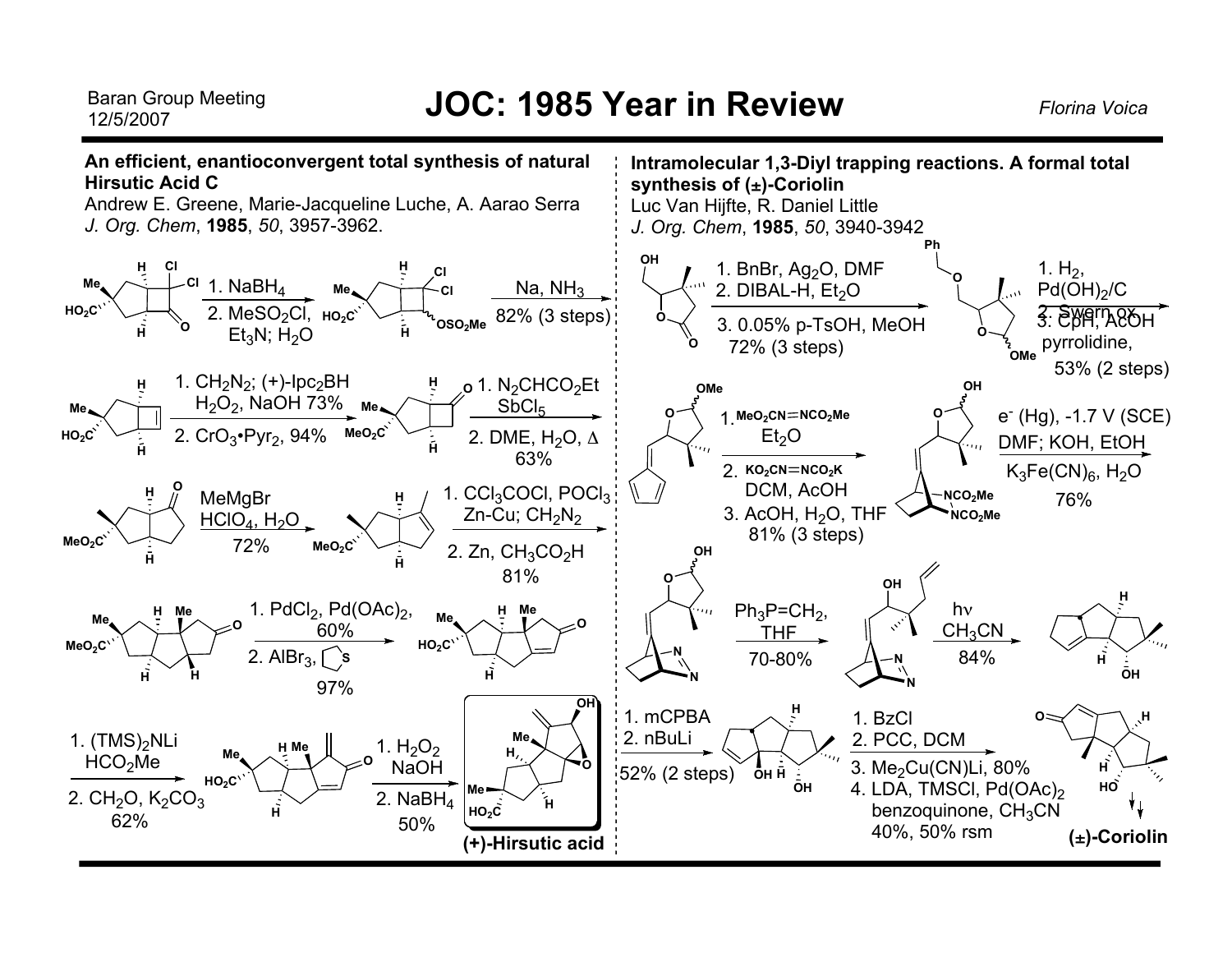# JOC: 1985 Year in Review

Baran Group Meeting
12/5/2007

*Florina Voica*

## An efficient, enantioconvergent total synthesis of natural Hirsutic Acid C

Andrew E. Greene, Marie-Jacqueline Luche, A. Aarao Serra
*J. Org. Chem*, **1985**, *50*, 3957-3962.

1. $NaBH_4$
2. $MeSO_2Cl$, $Et_3N$; $H_2O$

$Na$, $NH_3$
82% (3 steps)

1. $CH_2N_2$; (+)-$Ipc_2BH$
   $H_2O_2$, NaOH 73%
2. $CrO_3{\bullet}Pyr_2$, 94%

1. $N_2CHCO_2Et$
   $SbCl_5$
2. DME, $H_2O$, Δ
   63%

MeMgBr
$HClO_4$, $H_2O$
72%

1. $CCl_3COCl$, $POCl_3$
   Zn-Cu; $CH_2N_2$
2. Zn, $CH_3CO_2H$
   81%

1. $PdCl_2$, $Pd(OAc)_2$,
   60%
2. $AlBr_3$, (tetrahydrothiophene)
   97%

1. $(TMS)_2NLi$
   $HCO_2Me$
2. $CH_2O$, $K_2CO_3$
   62%

1. $H_2O_2$
   NaOH
2. $NaBH_4$
   50%

**(+)-Hirsutic acid**

## Intramolecular 1,3-Diyl trapping reactions. A formal total synthesis of (±)-Coriolin

Luc Van Hijfte, R. Daniel Little
*J. Org. Chem*, **1985**, *50*, 3940-3942

1. BnBr, $Ag_2O$, DMF
2. DIBAL-H, $Et_2O$
3. 0.05% p-TsOH, MeOH
   72% (3 steps)

1. $H_2$, $Pd(OH)_2$/C
2. Swern ox.
3. CpH, AcOH
   pyrrolidine,
   53% (2 steps)

1. $MeO_2CN{=}NCO_2Me$
   $Et_2O$
2. $KO_2CN{=}NCO_2K$
   DCM, AcOH
3. AcOH, $H_2O$, THF
   81% (3 steps)

$e^-$ (Hg), -1.7 V (SCE)
DMF; KOH, EtOH
$K_3Fe(CN)_6$, $H_2O$
76%

$Ph_3P{=}CH_2$,
THF
70-80%

hν
$CH_3CN$
84%

1. mCPBA
2. nBuLi
52% (2 steps)

1. BzCl
2. PCC, DCM
3. $Me_2Cu(CN)Li$, 80%
4. LDA, TMSCl, $Pd(OAc)_2$
   benzoquinone, $CH_3CN$
   40%, 50% rsm

**(±)-Coriolin**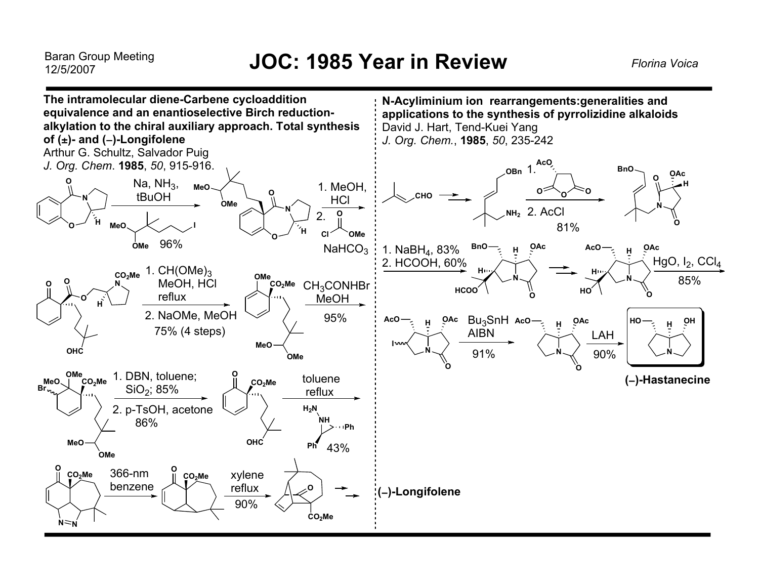**The intramolecular diene-Carbene cycloaddition equivalence and an enantioselective Birch reduction-alkylation to the chiral auxiliary approach. Total synthesis of (±)- and (–)-Longifolene**

Arthur G. Schultz, Salvador Puig

*J. Org. Chem.* **1985**, *50*, 915-916.

Na, $NH_3$, tBuOH; MeO(OMe)CH–C(Me)$_2$–(CH$_2$)$_3$–I; 96%

1. MeOH, HCl 2. $ClCO_2Me$, $NaHCO_3$

1. $CH(OMe)_3$, MeOH, HCl reflux 2. NaOMe, MeOH 75% (4 steps)

$CH_3CONHBr$, MeOH 95%

1. DBN, toluene; $SiO_2$; 85% 2. p-TsOH, acetone 86%

toluene reflux, 43%

366-nm benzene

xylene reflux 90%

(–)-Longifolene

**N-Acyliminium ion rearrangements: generalities and applications to the synthesis of pyrrolizidine alkaloids**

David J. Hart, Tend-Kuei Yang

*J. Org. Chem.*, **1985**, *50*, 235-242

1. (acetoxysuccinic anhydride) 2. AcCl 81%

1. $NaBH_4$, 83% 2. HCOOH, 60%

HgO, $I_2$, $CCl_4$ 85%

$Bu_3SnH$ AIBN 91%

LAH 90%

**(–)-Hastanecine**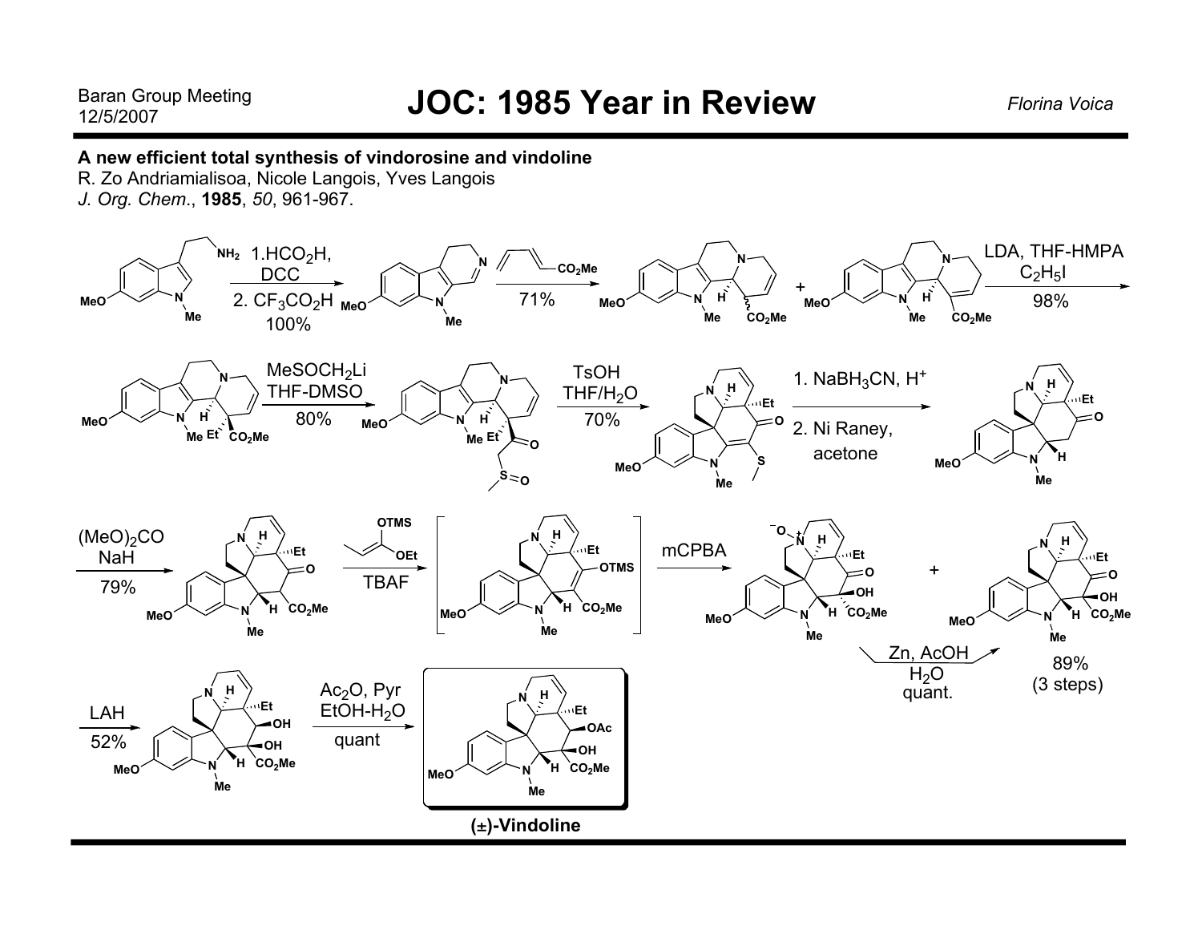**A new efficient total synthesis of vindorosine and vindoline**

R. Zo Andriamialisoa, Nicole Langois, Yves Langois

*J. Org. Chem.*, **1985**, *50*, 961-967.

1. $HCO_2H$, DCC
2. $CF_3CO_2H$

100%

71%

LDA, THF-HMPA
$C_2H_5I$

98%

$MeSOCH_2Li$
THF-DMSO

80%

TsOH
$THF/H_2O$

70%

1. $NaBH_3CN$, $H^+$
2. Ni Raney, acetone

$(MeO)_2CO$
NaH

79%

TBAF

mCPBA

Zn, AcOH
$H_2O$
quant.

89%
(3 steps)

LAH

52%

$Ac_2O$, Pyr
$EtOH-H_2O$

quant

**(±)-Vindoline**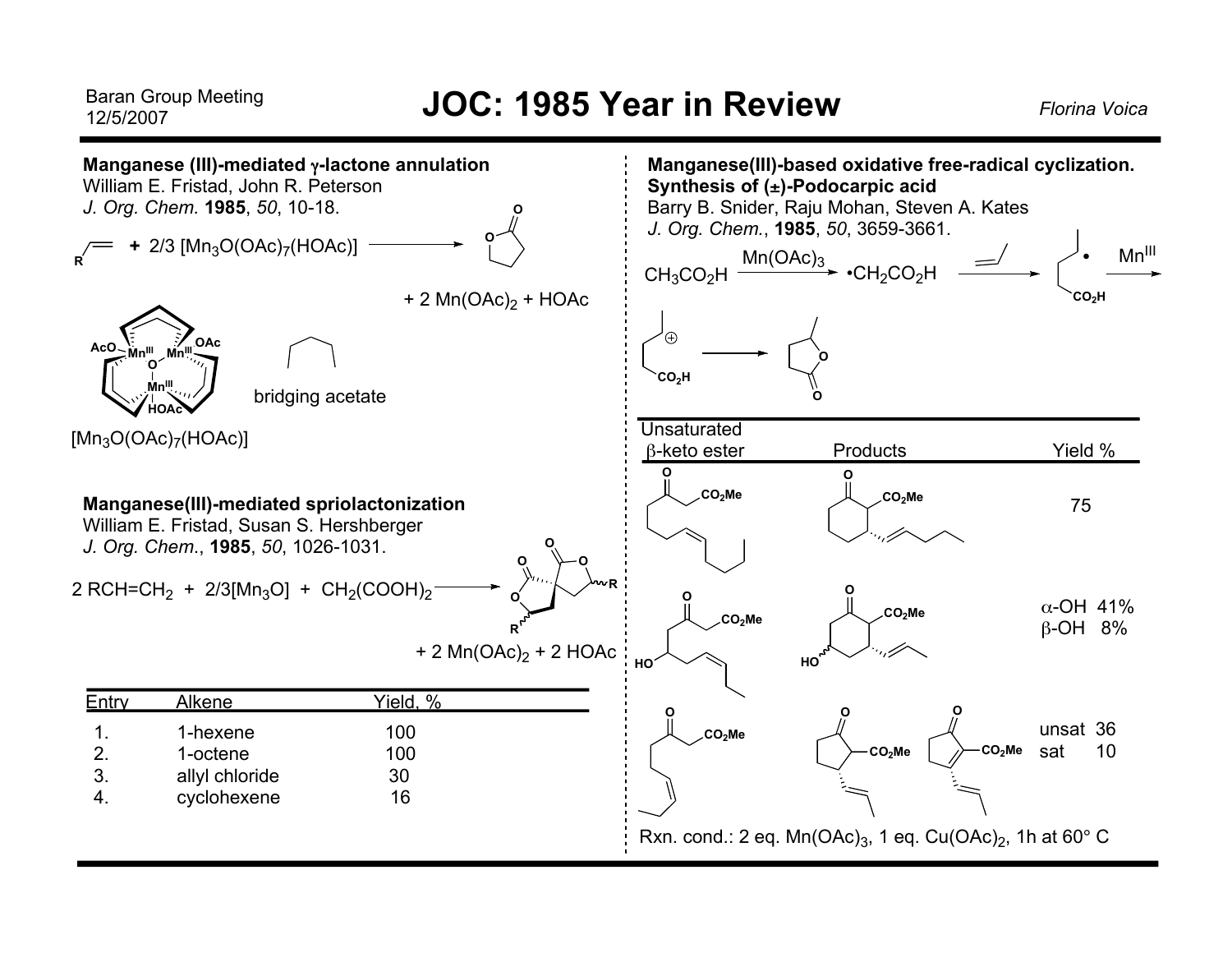## Manganese (III)-mediated γ-lactone annulation

William E. Fristad, John R. Peterson
*J. Org. Chem.* **1985**, *50*, 10-18.

R-CH=CH$_2$ + 2/3 [$Mn_3O(OAc)_7(HOAc)$] ⟶ γ-lactone + 2 $Mn(OAc)_2$ + HOAc

bridging acetate

[$Mn_3O(OAc)_7(HOAc)$]

## Manganese(III)-mediated spriolactonization

William E. Fristad, Susan S. Hershberger
*J. Org. Chem.*, **1985**, *50*, 1026-1031.

2 RCH=CH$_2$ + 2/3[$Mn_3O$] + $CH_2(COOH)_2$ ⟶ spirodilactone + 2 $Mn(OAc)_2$ + 2 HOAc

| Entry | Alkene | Yield, % |
|---|---|---|
| 1. | 1-hexene | 100 |
| 2. | 1-octene | 100 |
| 3. | allyl chloride | 30 |
| 4. | cyclohexene | 16 |

## Manganese(III)-based oxidative free-radical cyclization. Synthesis of (±)-Podocarpic acid

Barry B. Snider, Raju Mohan, Steven A. Kates
*J. Org. Chem.*, **1985**, *50*, 3659-3661.

$CH_3CO_2H$ $\xrightarrow{Mn(OAc)_3}$ $\cdot CH_2CO_2H$ ⟶ (alkene addition) radical ⟶ ($Mn^{III}$) cation ⟶ γ-lactone

| Unsaturated β-keto ester | Products | Yield % |
|---|---|---|
| | | 75 |
| | | α-OH 41%<br>β-OH 8% |
| | | unsat 36<br>sat 10 |

Rxn. cond.: 2 eq. $Mn(OAc)_3$, 1 eq. $Cu(OAc)_2$, 1h at 60° C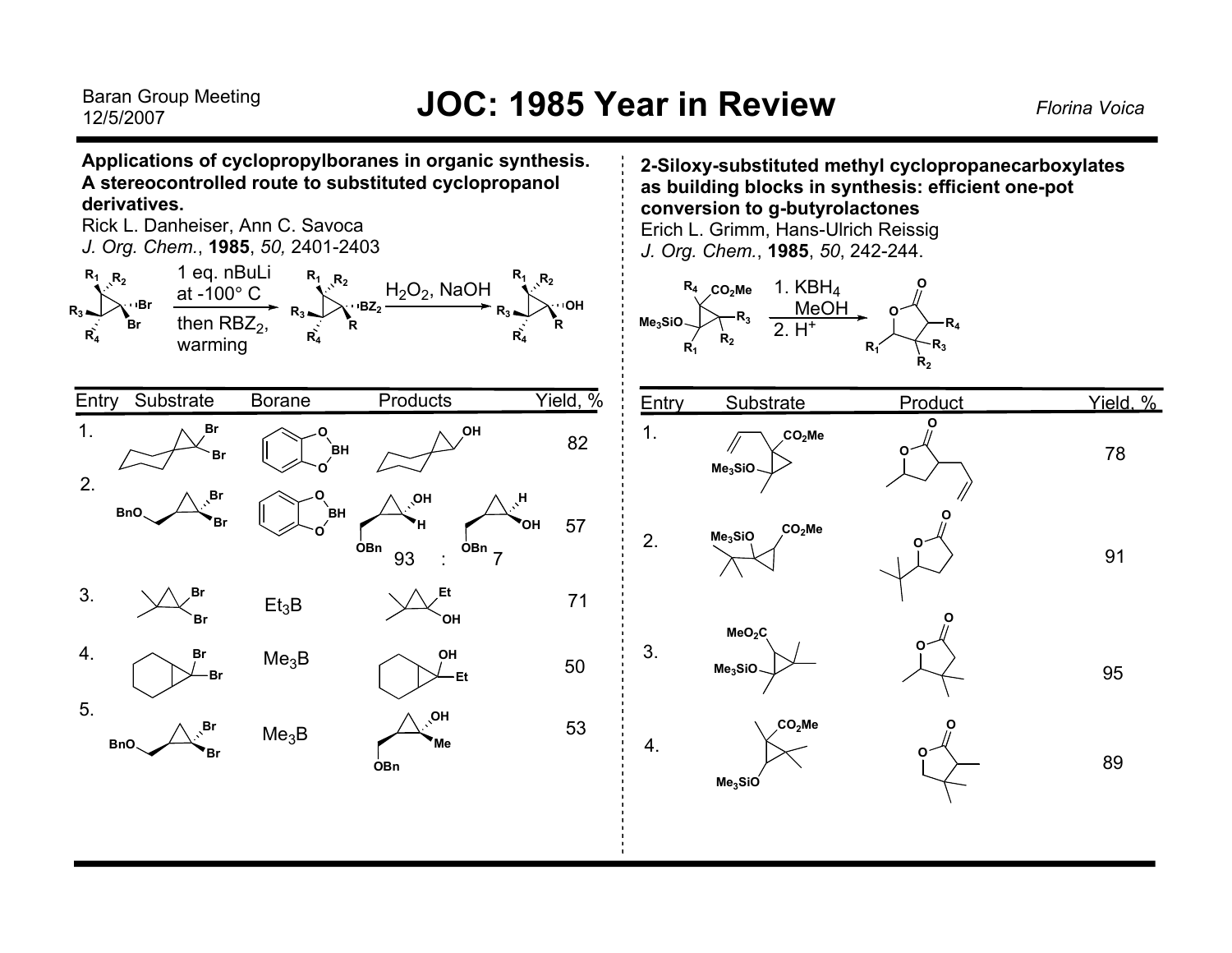## Applications of cyclopropylboranes in organic synthesis. A stereocontrolled route to substituted cyclopropanol derivatives.

Rick L. Danheiser, Ann C. Savoca

*J. Org. Chem.*, **1985**, *50,* 2401-2403

1 eq. nBuLi at -100° C then $RBZ_2$, warming; $H_2O_2$, NaOH

| Entry | Substrate | Borane | Products | Yield, % |
|---|---|---|---|---|
| 1. | | | | 82 |
| 2. | BnO | | OBn 93 : OBn 7 | 57 |
| 3. | | $Et_3B$ | | 71 |
| 4. | | $Me_3B$ | | 50 |
| 5. | BnO | $Me_3B$ | OBn | 53 |

## 2-Siloxy-substituted methyl cyclopropanecarboxylates as building blocks in synthesis: efficient one-pot conversion to g-butyrolactones

Erich L. Grimm, Hans-Ulrich Reissig

*J. Org. Chem.*, **1985**, *50*, 242-244.

1. $KBH_4$ MeOH
2. $H^+$

| Entry | Substrate | Product | Yield, % |
|---|---|---|---|
| 1. | | | 78 |
| 2. | | | 91 |
| 3. | | | 95 |
| 4. | | | 89 |